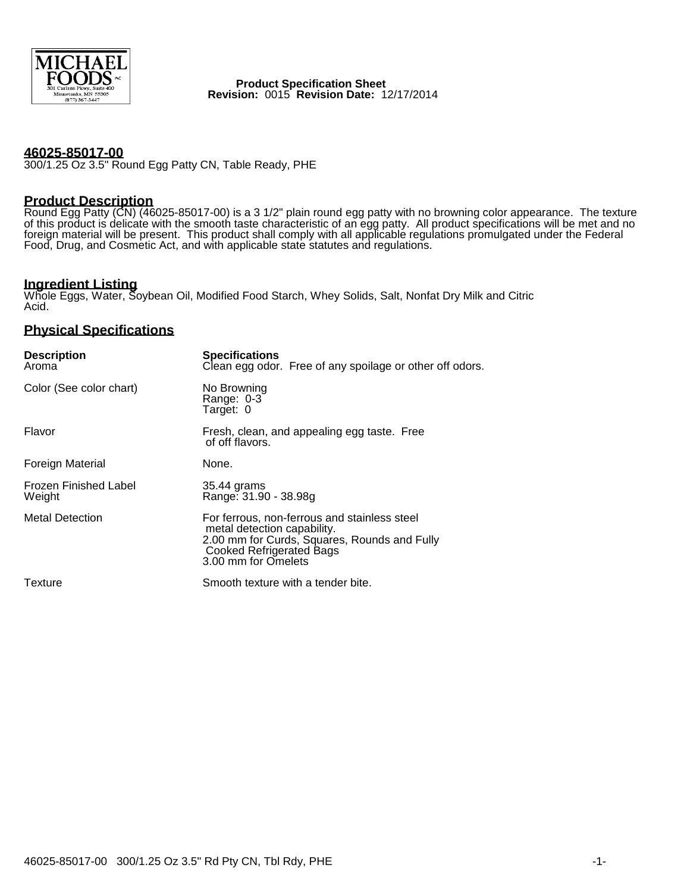MICHAEL FOODS INC
301 Carlson Pkwy., Suite 400
Minnetonka, MN 55305
(877) 367-3447

**Product Specification Sheet**
**Revision:** 0015 **Revision Date:** 12/17/2014

## 46025-85017-00

300/1.25 Oz 3.5" Round Egg Patty CN, Table Ready, PHE

## Product Description

Round Egg Patty (CN) (46025-85017-00) is a 3 1/2" plain round egg patty with no browning color appearance. The texture of this product is delicate with the smooth taste characteristic of an egg patty. All product specifications will be met and no foreign material will be present. This product shall comply with all applicable regulations promulgated under the Federal Food, Drug, and Cosmetic Act, and with applicable state statutes and regulations.

## Ingredient Listing

Whole Eggs, Water, Soybean Oil, Modified Food Starch, Whey Solids, Salt, Nonfat Dry Milk and Citric Acid.

## Physical Specifications

| Description | Specifications |
|---|---|
| Aroma | Clean egg odor. Free of any spoilage or other off odors. |
| Color (See color chart) | No Browning<br>Range: 0-3<br>Target: 0 |
| Flavor | Fresh, clean, and appealing egg taste. Free of off flavors. |
| Foreign Material | None. |
| Frozen Finished Label Weight | 35.44 grams<br>Range: 31.90 - 38.98g |
| Metal Detection | For ferrous, non-ferrous and stainless steel metal detection capability.<br>2.00 mm for Curds, Squares, Rounds and Fully Cooked Refrigerated Bags<br>3.00 mm for Omelets |
| Texture | Smooth texture with a tender bite. |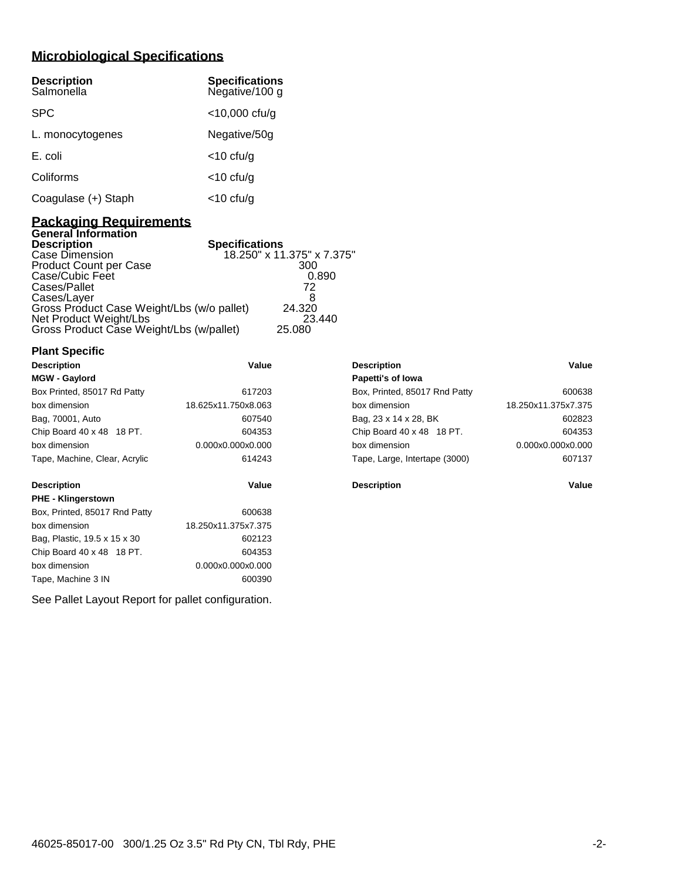## Microbiological Specifications

| Description | Specifications |
|---|---|
| Salmonella | Negative/100 g |
| SPC | <10,000 cfu/g |
| L. monocytogenes | Negative/50g |
| E. coli | <10 cfu/g |
| Coliforms | <10 cfu/g |
| Coagulase (+) Staph | <10 cfu/g |

## Packaging Requirements

### General Information

| Description | Specifications |
|---|---|
| Case Dimension | 18.250" x 11.375" x 7.375" |
| Product Count per Case | 300 |
| Case/Cubic Feet | 0.890 |
| Cases/Pallet | 72 |
| Cases/Layer | 8 |
| Gross Product Case Weight/Lbs (w/o pallet) | 24.320 |
| Net Product Weight/Lbs | 23.440 |
| Gross Product Case Weight/Lbs (w/pallet) | 25.080 |

### Plant Specific

| Description | Value |
|---|---|
| **MGW - Gaylord** | |
| Box Printed, 85017 Rd Patty | 617203 |
| box dimension | 18.625x11.750x8.063 |
| Bag, 70001, Auto | 607540 |
| Chip Board 40 x 48 18 PT. | 604353 |
| box dimension | 0.000x0.000x0.000 |
| Tape, Machine, Clear, Acrylic | 614243 |

| Description | Value |
|---|---|
| **Papetti's of Iowa** | |
| Box, Printed, 85017 Rnd Patty | 600638 |
| box dimension | 18.250x11.375x7.375 |
| Bag, 23 x 14 x 28, BK | 602823 |
| Chip Board 40 x 48 18 PT. | 604353 |
| box dimension | 0.000x0.000x0.000 |
| Tape, Large, Intertape (3000) | 607137 |

| Description | Value |
|---|---|
| **PHE - Klingerstown** | |
| Box, Printed, 85017 Rnd Patty | 600638 |
| box dimension | 18.250x11.375x7.375 |
| Bag, Plastic, 19.5 x 15 x 30 | 602123 |
| Chip Board 40 x 48 18 PT. | 604353 |
| box dimension | 0.000x0.000x0.000 |
| Tape, Machine 3 IN | 600390 |

| Description | Value |
|---|---|

See Pallet Layout Report for pallet configuration.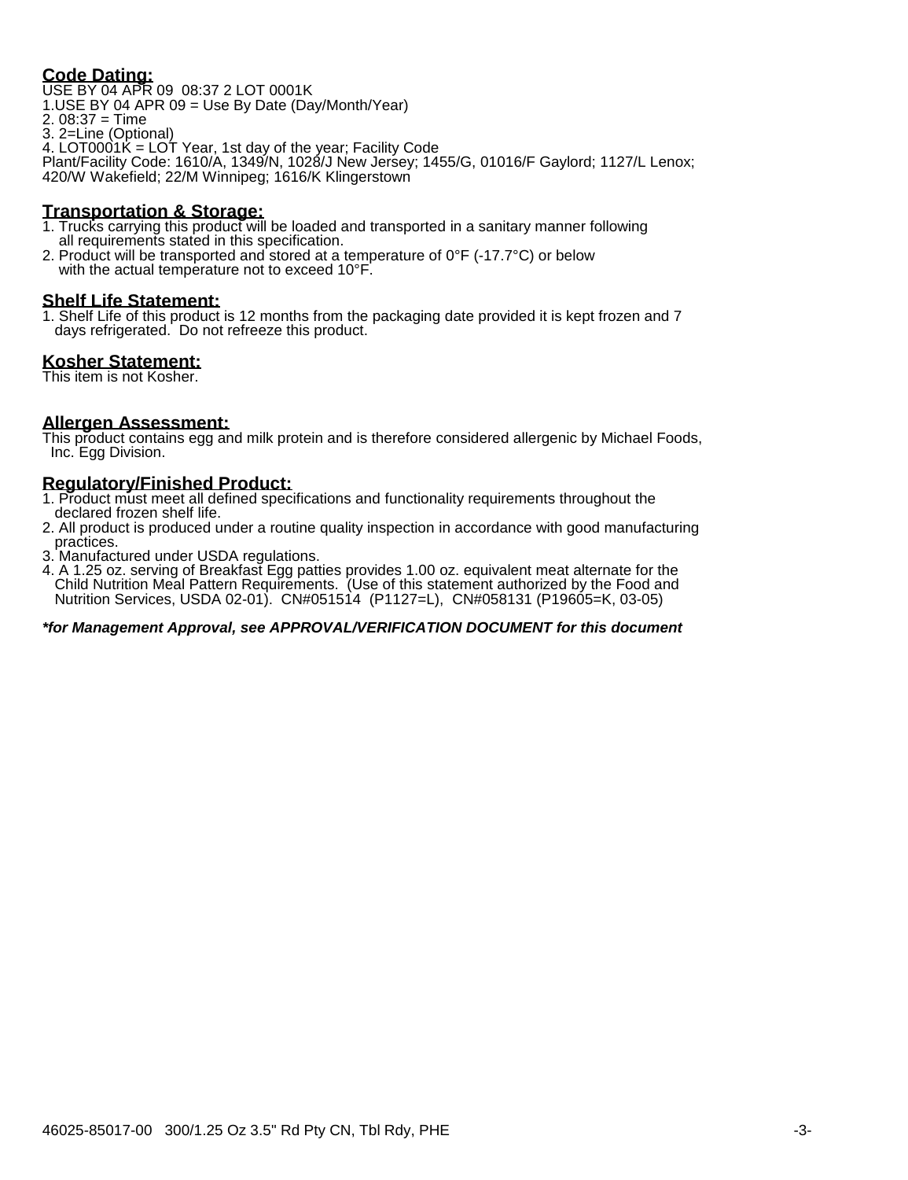## Code Dating:

USE BY 04 APR 09 08:37 2 LOT 0001K

1.USE BY 04 APR 09 = Use By Date (Day/Month/Year)
2. 08:37 = Time
3. 2=Line (Optional)
4. LOT0001K = LOT Year, 1st day of the year; Facility Code

Plant/Facility Code: 1610/A, 1349/N, 1028/J New Jersey; 1455/G, 01016/F Gaylord; 1127/L Lenox; 420/W Wakefield; 22/M Winnipeg; 1616/K Klingerstown

## Transportation & Storage:

1. Trucks carrying this product will be loaded and transported in a sanitary manner following all requirements stated in this specification.
2. Product will be transported and stored at a temperature of 0°F (-17.7°C) or below with the actual temperature not to exceed 10°F.

## Shelf Life Statement:

1. Shelf Life of this product is 12 months from the packaging date provided it is kept frozen and 7 days refrigerated. Do not refreeze this product.

## Kosher Statement:

This item is not Kosher.

## Allergen Assessment:

This product contains egg and milk protein and is therefore considered allergenic by Michael Foods, Inc. Egg Division.

## Regulatory/Finished Product:

1. Product must meet all defined specifications and functionality requirements throughout the declared frozen shelf life.
2. All product is produced under a routine quality inspection in accordance with good manufacturing practices.
3. Manufactured under USDA regulations.
4. A 1.25 oz. serving of Breakfast Egg patties provides 1.00 oz. equivalent meat alternate for the Child Nutrition Meal Pattern Requirements. (Use of this statement authorized by the Food and Nutrition Services, USDA 02-01). CN#051514 (P1127=L), CN#058131 (P19605=K, 03-05)

***for Management Approval, see APPROVAL/VERIFICATION DOCUMENT for this document***